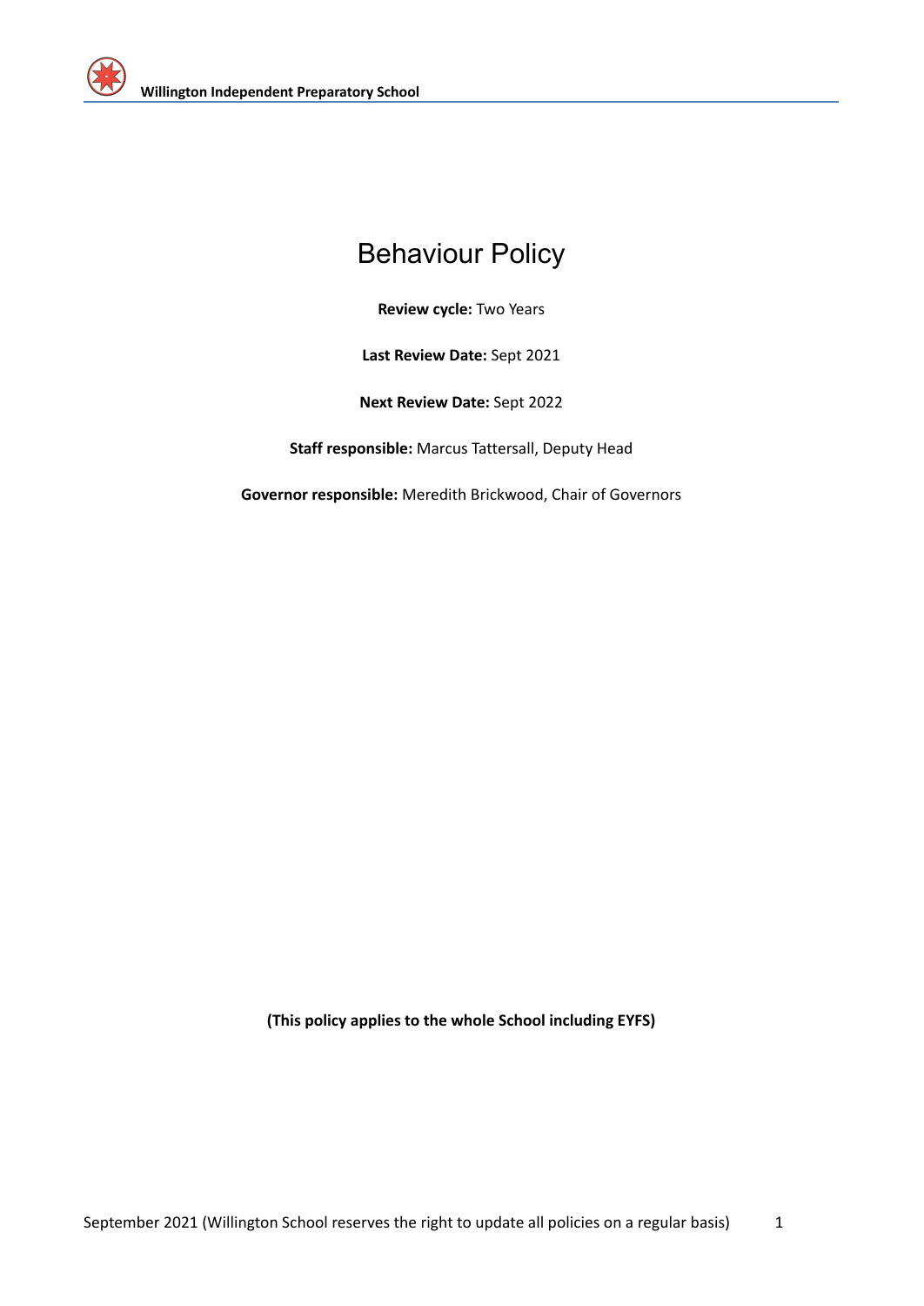# Behaviour Policy

**Review cycle:** Two Years

**Last Review Date:** Sept 2021

**Next Review Date:** Sept 2022

**Staff responsible:** Marcus Tattersall, Deputy Head

**Governor responsible:** Meredith Brickwood, Chair of Governors

**(This policy applies to the whole School including EYFS)**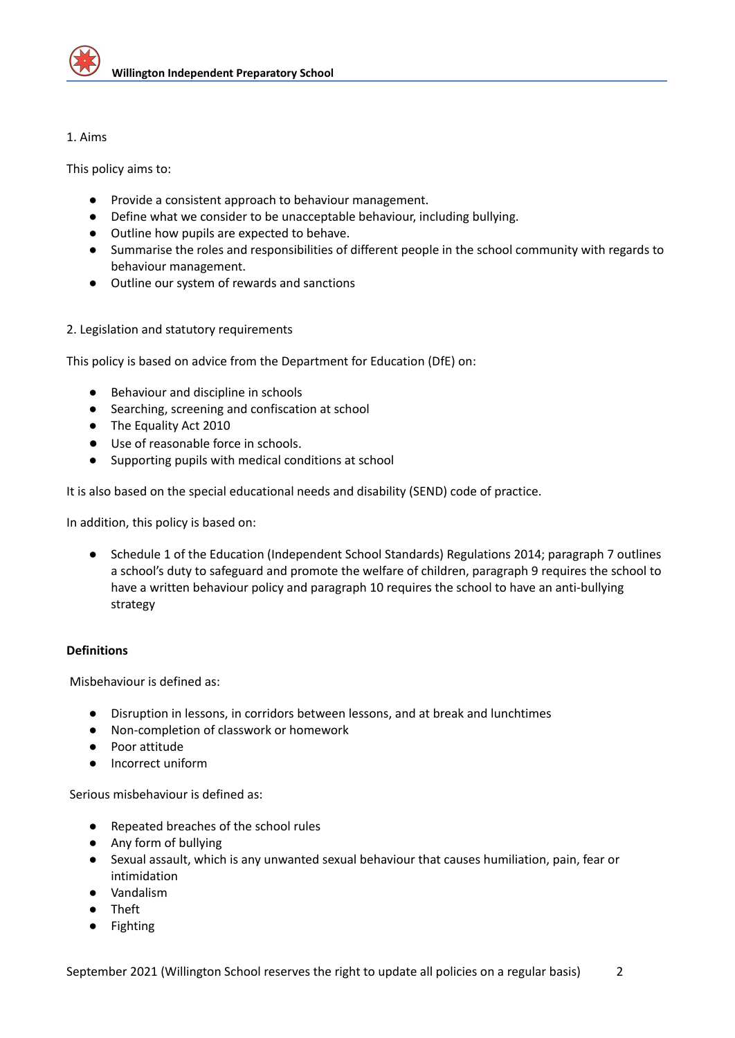1. Aims

This policy aims to:

- Provide a consistent approach to behaviour management.
- Define what we consider to be unacceptable behaviour, including bullying.
- Outline how pupils are expected to behave.
- Summarise the roles and responsibilities of different people in the school community with regards to behaviour management.
- Outline our system of rewards and sanctions

2. Legislation and statutory requirements

This policy is based on advice from the Department for Education (DfE) on:

- Behaviour and discipline in schools
- Searching, screening and confiscation at school
- The Equality Act 2010
- Use of reasonable force in schools.
- Supporting pupils with medical conditions at school

It is also based on the special educational needs and disability (SEND) code of practice.

In addition, this policy is based on:

- Schedule 1 of the Education (Independent School Standards) Regulations 2014; paragraph 7 outlines a school's duty to safeguard and promote the welfare of children, paragraph 9 requires the school to have a written behaviour policy and paragraph 10 requires the school to have an anti-bullying strategy

**Definitions**

Misbehaviour is defined as:

- Disruption in lessons, in corridors between lessons, and at break and lunchtimes
- Non-completion of classwork or homework
- Poor attitude
- Incorrect uniform

Serious misbehaviour is defined as:

- Repeated breaches of the school rules
- Any form of bullying
- Sexual assault, which is any unwanted sexual behaviour that causes humiliation, pain, fear or intimidation
- Vandalism
- Theft
- Fighting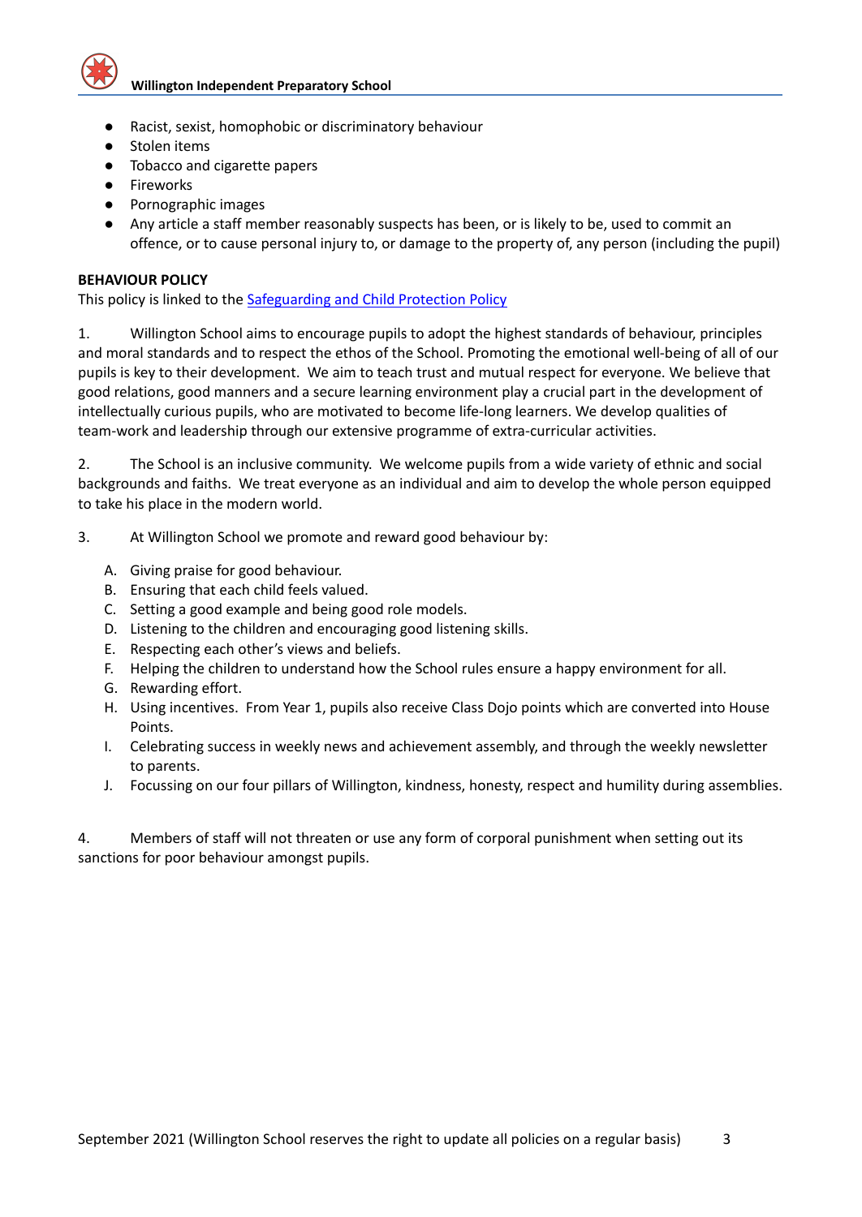- Racist, sexist, homophobic or discriminatory behaviour
- Stolen items
- Tobacco and cigarette papers
- Fireworks
- Pornographic images
- Any article a staff member reasonably suspects has been, or is likely to be, used to commit an offence, or to cause personal injury to, or damage to the property of, any person (including the pupil)

**BEHAVIOUR POLICY**

This policy is linked to the [Safeguarding and Child Protection Policy]

1. Willington School aims to encourage pupils to adopt the highest standards of behaviour, principles and moral standards and to respect the ethos of the School. Promoting the emotional well-being of all of our pupils is key to their development. We aim to teach trust and mutual respect for everyone. We believe that good relations, good manners and a secure learning environment play a crucial part in the development of intellectually curious pupils, who are motivated to become life-long learners. We develop qualities of team-work and leadership through our extensive programme of extra-curricular activities.

2. The School is an inclusive community. We welcome pupils from a wide variety of ethnic and social backgrounds and faiths. We treat everyone as an individual and aim to develop the whole person equipped to take his place in the modern world.

3. At Willington School we promote and reward good behaviour by:

   A. Giving praise for good behaviour.
   B. Ensuring that each child feels valued.
   C. Setting a good example and being good role models.
   D. Listening to the children and encouraging good listening skills.
   E. Respecting each other's views and beliefs.
   F. Helping the children to understand how the School rules ensure a happy environment for all.
   G. Rewarding effort.
   H. Using incentives. From Year 1, pupils also receive Class Dojo points which are converted into House Points.
   I. Celebrating success in weekly news and achievement assembly, and through the weekly newsletter to parents.
   J. Focussing on our four pillars of Willington, kindness, honesty, respect and humility during assemblies.

4. Members of staff will not threaten or use any form of corporal punishment when setting out its sanctions for poor behaviour amongst pupils.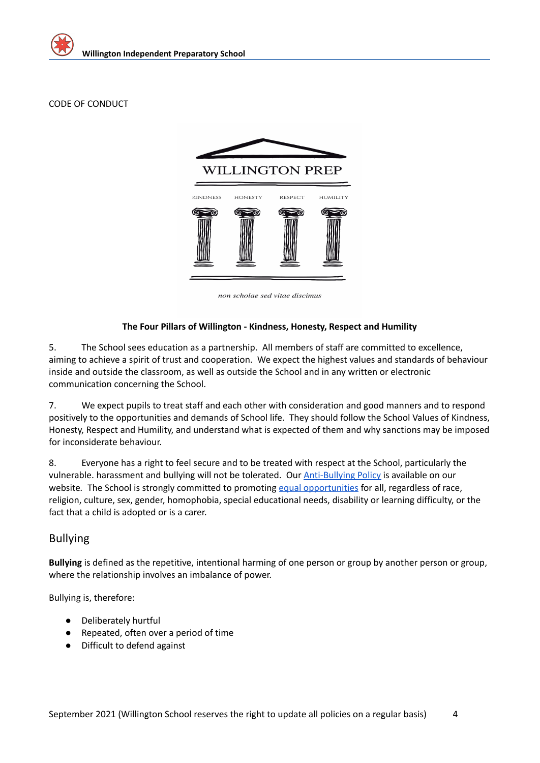CODE OF CONDUCT

**The Four Pillars of Willington - Kindness, Honesty, Respect and Humility**

5. The School sees education as a partnership. All members of staff are committed to excellence, aiming to achieve a spirit of trust and cooperation. We expect the highest values and standards of behaviour inside and outside the classroom, as well as outside the School and in any written or electronic communication concerning the School.

7. We expect pupils to treat staff and each other with consideration and good manners and to respond positively to the opportunities and demands of School life. They should follow the School Values of Kindness, Honesty, Respect and Humility, and understand what is expected of them and why sanctions may be imposed for inconsiderate behaviour.

8. Everyone has a right to feel secure and to be treated with respect at the School, particularly the vulnerable. harassment and bullying will not be tolerated. Our Anti-Bullying Policy is available on our website. The School is strongly committed to promoting equal opportunities for all, regardless of race, religion, culture, sex, gender, homophobia, special educational needs, disability or learning difficulty, or the fact that a child is adopted or is a carer.

## Bullying

**Bullying** is defined as the repetitive, intentional harming of one person or group by another person or group, where the relationship involves an imbalance of power.

Bullying is, therefore:

- Deliberately hurtful
- Repeated, often over a period of time
- Difficult to defend against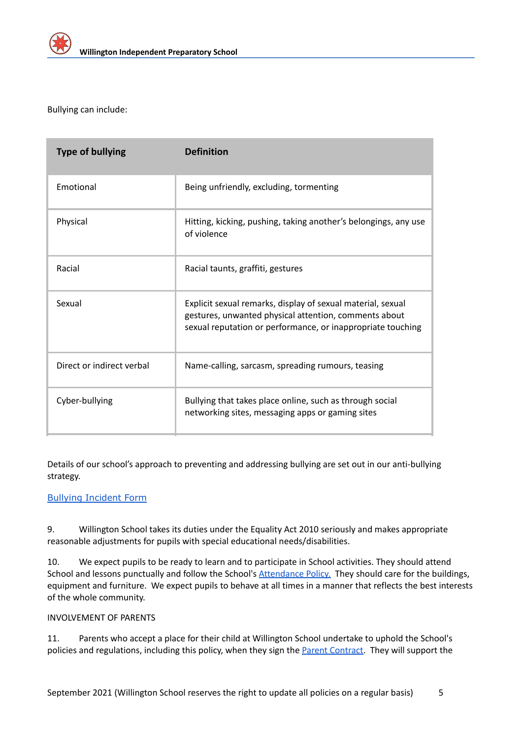Bullying can include:

| Type of bullying | Definition |
|---|---|
| Emotional | Being unfriendly, excluding, tormenting |
| Physical | Hitting, kicking, pushing, taking another's belongings, any use of violence |
| Racial | Racial taunts, graffiti, gestures |
| Sexual | Explicit sexual remarks, display of sexual material, sexual gestures, unwanted physical attention, comments about sexual reputation or performance, or inappropriate touching |
| Direct or indirect verbal | Name-calling, sarcasm, spreading rumours, teasing |
| Cyber-bullying | Bullying that takes place online, such as through social networking sites, messaging apps or gaming sites |

Details of our school's approach to preventing and addressing bullying are set out in our anti-bullying strategy.

[Bullying Incident Form]

9. Willington School takes its duties under the Equality Act 2010 seriously and makes appropriate reasonable adjustments for pupils with special educational needs/disabilities.

10. We expect pupils to be ready to learn and to participate in School activities. They should attend School and lessons punctually and follow the School's [Attendance Policy.] They should care for the buildings, equipment and furniture. We expect pupils to behave at all times in a manner that reflects the best interests of the whole community.

INVOLVEMENT OF PARENTS

11. Parents who accept a place for their child at Willington School undertake to uphold the School's policies and regulations, including this policy, when they sign the [Parent Contract]. They will support the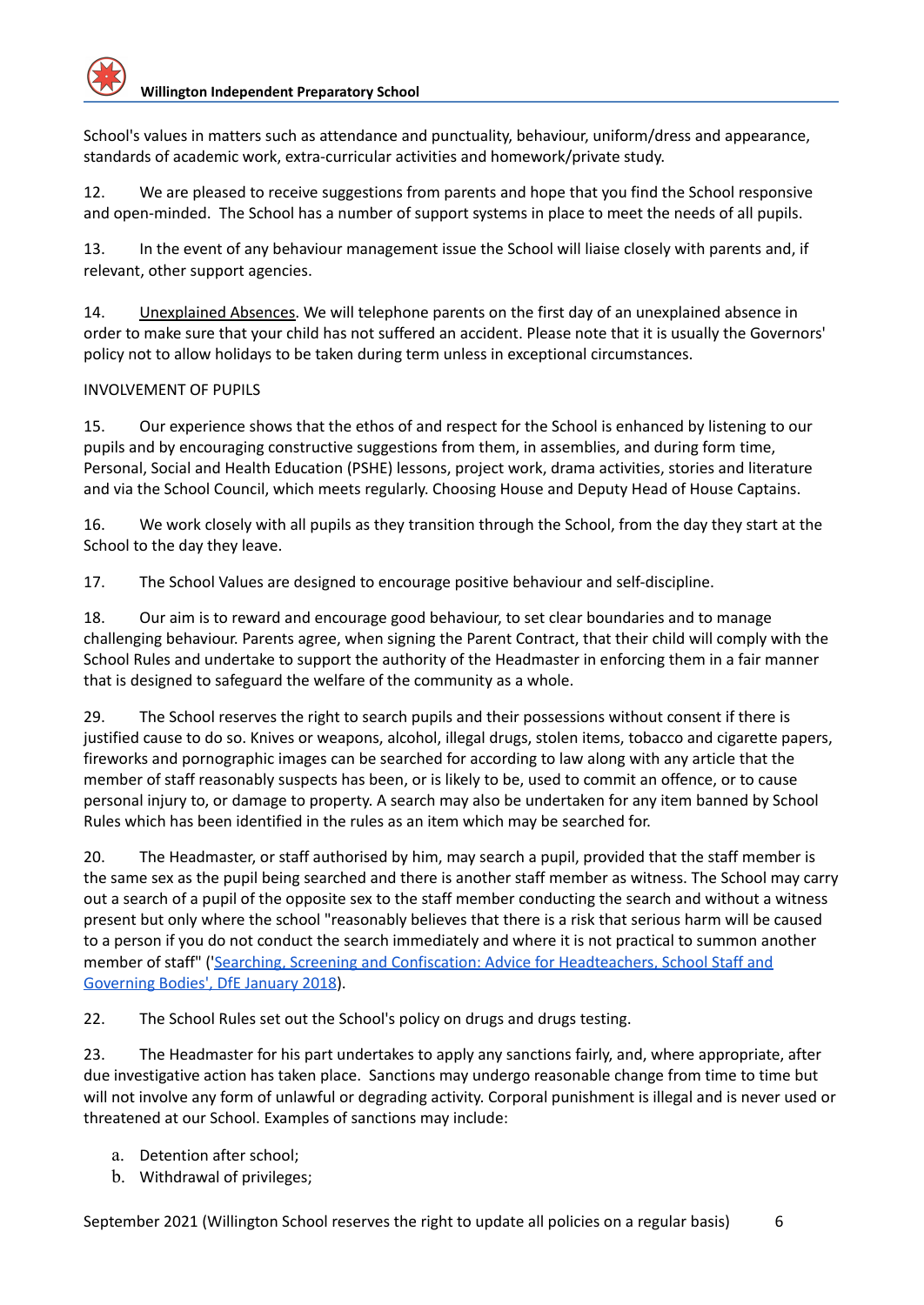School's values in matters such as attendance and punctuality, behaviour, uniform/dress and appearance, standards of academic work, extra-curricular activities and homework/private study.

12. We are pleased to receive suggestions from parents and hope that you find the School responsive and open-minded. The School has a number of support systems in place to meet the needs of all pupils.

13. In the event of any behaviour management issue the School will liaise closely with parents and, if relevant, other support agencies.

14. Unexplained Absences. We will telephone parents on the first day of an unexplained absence in order to make sure that your child has not suffered an accident. Please note that it is usually the Governors' policy not to allow holidays to be taken during term unless in exceptional circumstances.

INVOLVEMENT OF PUPILS

15. Our experience shows that the ethos of and respect for the School is enhanced by listening to our pupils and by encouraging constructive suggestions from them, in assemblies, and during form time, Personal, Social and Health Education (PSHE) lessons, project work, drama activities, stories and literature and via the School Council, which meets regularly. Choosing House and Deputy Head of House Captains.

16. We work closely with all pupils as they transition through the School, from the day they start at the School to the day they leave.

17. The School Values are designed to encourage positive behaviour and self-discipline.

18. Our aim is to reward and encourage good behaviour, to set clear boundaries and to manage challenging behaviour. Parents agree, when signing the Parent Contract, that their child will comply with the School Rules and undertake to support the authority of the Headmaster in enforcing them in a fair manner that is designed to safeguard the welfare of the community as a whole.

29. The School reserves the right to search pupils and their possessions without consent if there is justified cause to do so. Knives or weapons, alcohol, illegal drugs, stolen items, tobacco and cigarette papers, fireworks and pornographic images can be searched for according to law along with any article that the member of staff reasonably suspects has been, or is likely to be, used to commit an offence, or to cause personal injury to, or damage to property. A search may also be undertaken for any item banned by School Rules which has been identified in the rules as an item which may be searched for.

20. The Headmaster, or staff authorised by him, may search a pupil, provided that the staff member is the same sex as the pupil being searched and there is another staff member as witness. The School may carry out a search of a pupil of the opposite sex to the staff member conducting the search and without a witness present but only where the school "reasonably believes that there is a risk that serious harm will be caused to a person if you do not conduct the search immediately and where it is not practical to summon another member of staff" ('Searching, Screening and Confiscation: Advice for Headteachers, School Staff and Governing Bodies', DfE January 2018).

22. The School Rules set out the School's policy on drugs and drugs testing.

23. The Headmaster for his part undertakes to apply any sanctions fairly, and, where appropriate, after due investigative action has taken place. Sanctions may undergo reasonable change from time to time but will not involve any form of unlawful or degrading activity. Corporal punishment is illegal and is never used or threatened at our School. Examples of sanctions may include:

a. Detention after school;
b. Withdrawal of privileges;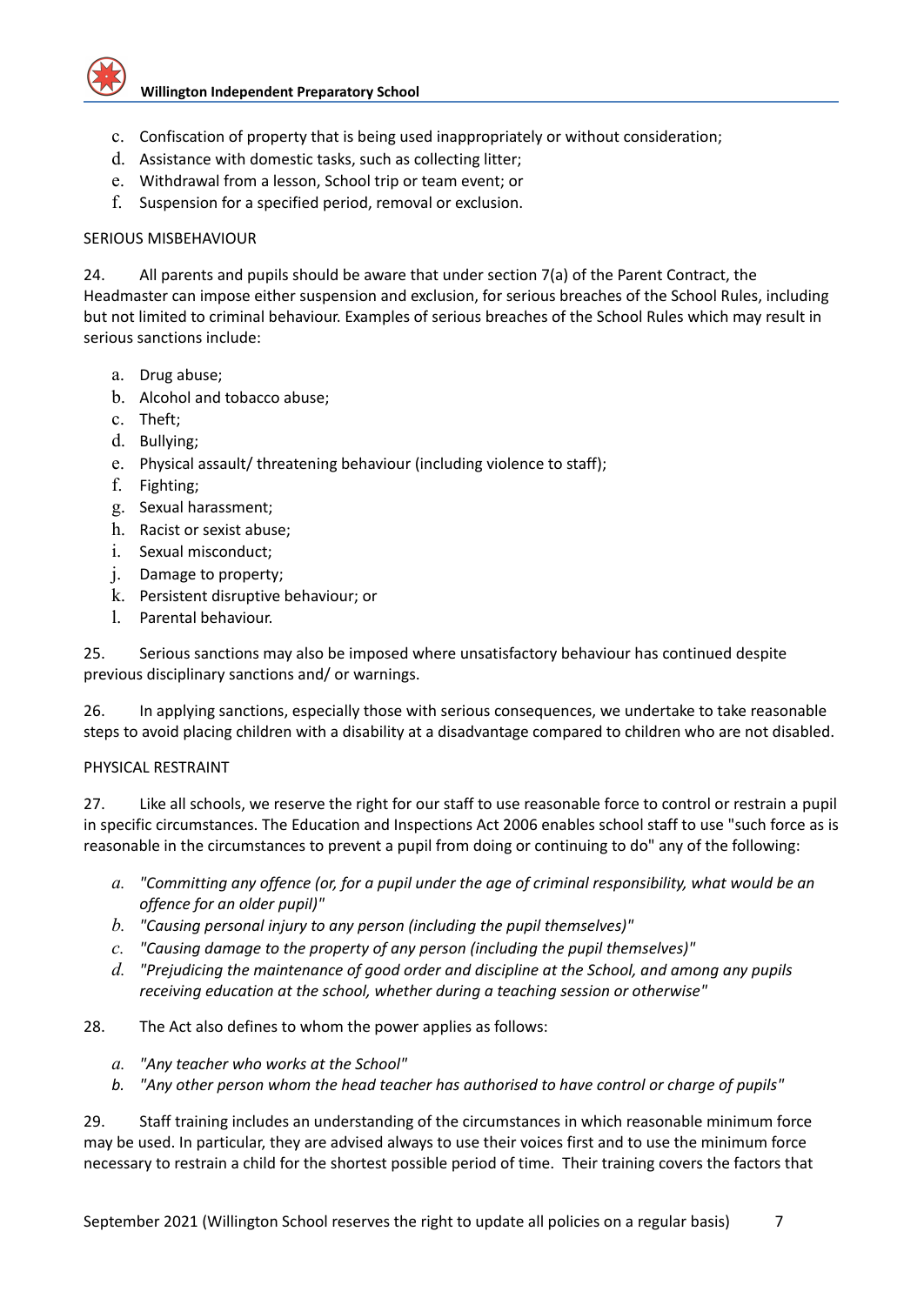c. Confiscation of property that is being used inappropriately or without consideration;
d. Assistance with domestic tasks, such as collecting litter;
e. Withdrawal from a lesson, School trip or team event; or
f. Suspension for a specified period, removal or exclusion.

SERIOUS MISBEHAVIOUR

24. All parents and pupils should be aware that under section 7(a) of the Parent Contract, the Headmaster can impose either suspension and exclusion, for serious breaches of the School Rules, including but not limited to criminal behaviour. Examples of serious breaches of the School Rules which may result in serious sanctions include:

a. Drug abuse;
b. Alcohol and tobacco abuse;
c. Theft;
d. Bullying;
e. Physical assault/ threatening behaviour (including violence to staff);
f. Fighting;
g. Sexual harassment;
h. Racist or sexist abuse;
i. Sexual misconduct;
j. Damage to property;
k. Persistent disruptive behaviour; or
l. Parental behaviour.

25. Serious sanctions may also be imposed where unsatisfactory behaviour has continued despite previous disciplinary sanctions and/ or warnings.

26. In applying sanctions, especially those with serious consequences, we undertake to take reasonable steps to avoid placing children with a disability at a disadvantage compared to children who are not disabled.

PHYSICAL RESTRAINT

27. Like all schools, we reserve the right for our staff to use reasonable force to control or restrain a pupil in specific circumstances. The Education and Inspections Act 2006 enables school staff to use "such force as is reasonable in the circumstances to prevent a pupil from doing or continuing to do" any of the following:

a. *"Committing any offence (or, for a pupil under the age of criminal responsibility, what would be an offence for an older pupil)"*
b. *"Causing personal injury to any person (including the pupil themselves)"*
c. *"Causing damage to the property of any person (including the pupil themselves)"*
d. *"Prejudicing the maintenance of good order and discipline at the School, and among any pupils receiving education at the school, whether during a teaching session or otherwise"*

28. The Act also defines to whom the power applies as follows:

a. *"Any teacher who works at the School"*
b. *"Any other person whom the head teacher has authorised to have control or charge of pupils"*

29. Staff training includes an understanding of the circumstances in which reasonable minimum force may be used. In particular, they are advised always to use their voices first and to use the minimum force necessary to restrain a child for the shortest possible period of time. Their training covers the factors that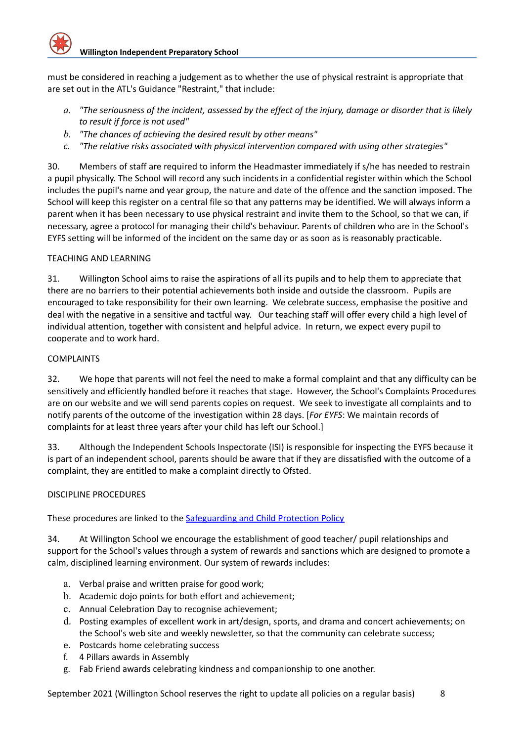must be considered in reaching a judgement as to whether the use of physical restraint is appropriate that are set out in the ATL's Guidance "Restraint," that include:

a. *"The seriousness of the incident, assessed by the effect of the injury, damage or disorder that is likely to result if force is not used"*
b. *"The chances of achieving the desired result by other means"*
c. *"The relative risks associated with physical intervention compared with using other strategies"*

30. Members of staff are required to inform the Headmaster immediately if s/he has needed to restrain a pupil physically. The School will record any such incidents in a confidential register within which the School includes the pupil's name and year group, the nature and date of the offence and the sanction imposed. The School will keep this register on a central file so that any patterns may be identified. We will always inform a parent when it has been necessary to use physical restraint and invite them to the School, so that we can, if necessary, agree a protocol for managing their child's behaviour. Parents of children who are in the School's EYFS setting will be informed of the incident on the same day or as soon as is reasonably practicable.

TEACHING AND LEARNING

31. Willington School aims to raise the aspirations of all its pupils and to help them to appreciate that there are no barriers to their potential achievements both inside and outside the classroom. Pupils are encouraged to take responsibility for their own learning. We celebrate success, emphasise the positive and deal with the negative in a sensitive and tactful way. Our teaching staff will offer every child a high level of individual attention, together with consistent and helpful advice. In return, we expect every pupil to cooperate and to work hard.

COMPLAINTS

32. We hope that parents will not feel the need to make a formal complaint and that any difficulty can be sensitively and efficiently handled before it reaches that stage. However, the School's Complaints Procedures are on our website and we will send parents copies on request. We seek to investigate all complaints and to notify parents of the outcome of the investigation within 28 days. [*For EYFS*: We maintain records of complaints for at least three years after your child has left our School.]

33. Although the Independent Schools Inspectorate (ISI) is responsible for inspecting the EYFS because it is part of an independent school, parents should be aware that if they are dissatisfied with the outcome of a complaint, they are entitled to make a complaint directly to Ofsted.

DISCIPLINE PROCEDURES

These procedures are linked to the [Safeguarding and Child Protection Policy]

34. At Willington School we encourage the establishment of good teacher/ pupil relationships and support for the School's values through a system of rewards and sanctions which are designed to promote a calm, disciplined learning environment. Our system of rewards includes:

a. Verbal praise and written praise for good work;
b. Academic dojo points for both effort and achievement;
c. Annual Celebration Day to recognise achievement;
d. Posting examples of excellent work in art/design, sports, and drama and concert achievements; on the School's web site and weekly newsletter, so that the community can celebrate success;
e. Postcards home celebrating success
f. 4 Pillars awards in Assembly
g. Fab Friend awards celebrating kindness and companionship to one another.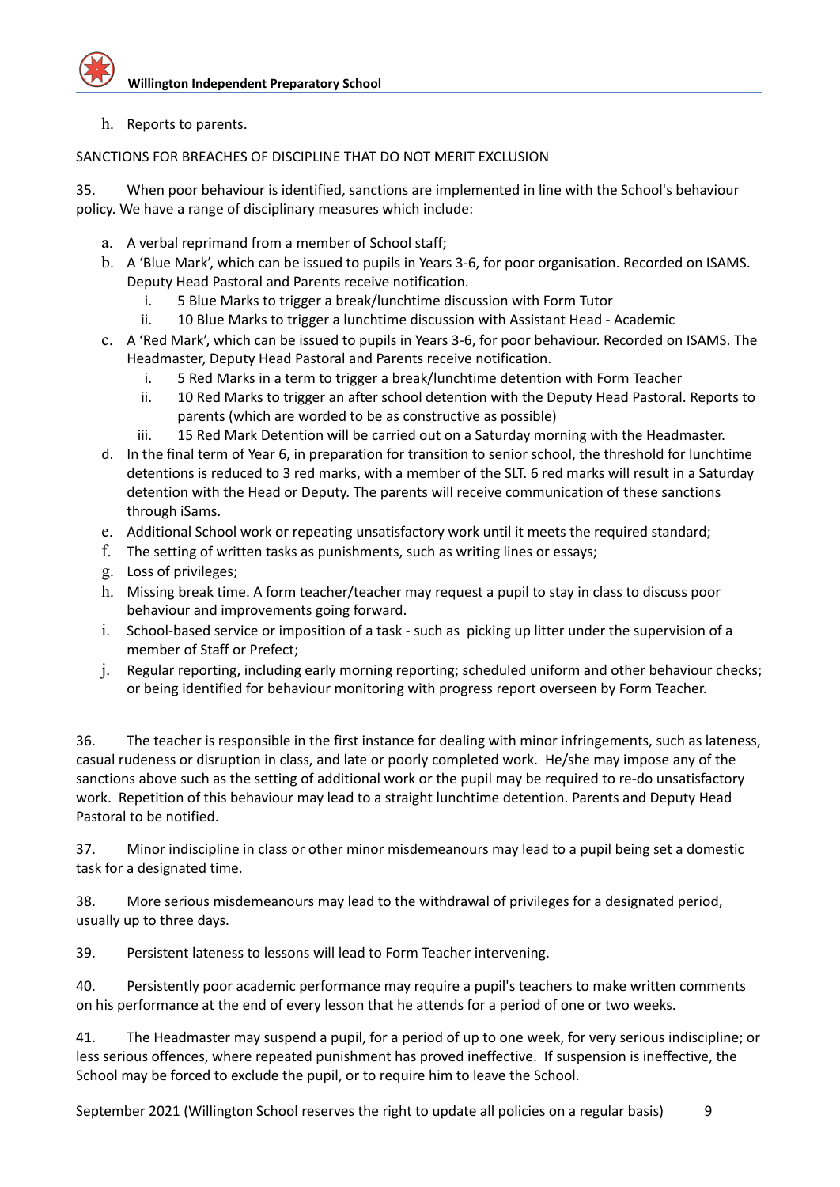h. Reports to parents.

SANCTIONS FOR BREACHES OF DISCIPLINE THAT DO NOT MERIT EXCLUSION

35. When poor behaviour is identified, sanctions are implemented in line with the School's behaviour policy. We have a range of disciplinary measures which include:

a. A verbal reprimand from a member of School staff;
b. A 'Blue Mark', which can be issued to pupils in Years 3-6, for poor organisation. Recorded on ISAMS. Deputy Head Pastoral and Parents receive notification.
    i. 5 Blue Marks to trigger a break/lunchtime discussion with Form Tutor
    ii. 10 Blue Marks to trigger a lunchtime discussion with Assistant Head - Academic
c. A 'Red Mark', which can be issued to pupils in Years 3-6, for poor behaviour. Recorded on ISAMS. The Headmaster, Deputy Head Pastoral and Parents receive notification.
    i. 5 Red Marks in a term to trigger a break/lunchtime detention with Form Teacher
    ii. 10 Red Marks to trigger an after school detention with the Deputy Head Pastoral. Reports to parents (which are worded to be as constructive as possible)
    iii. 15 Red Mark Detention will be carried out on a Saturday morning with the Headmaster.
d. In the final term of Year 6, in preparation for transition to senior school, the threshold for lunchtime detentions is reduced to 3 red marks, with a member of the SLT. 6 red marks will result in a Saturday detention with the Head or Deputy. The parents will receive communication of these sanctions through iSams.
e. Additional School work or repeating unsatisfactory work until it meets the required standard;
f. The setting of written tasks as punishments, such as writing lines or essays;
g. Loss of privileges;
h. Missing break time. A form teacher/teacher may request a pupil to stay in class to discuss poor behaviour and improvements going forward.
i. School-based service or imposition of a task - such as picking up litter under the supervision of a member of Staff or Prefect;
j. Regular reporting, including early morning reporting; scheduled uniform and other behaviour checks; or being identified for behaviour monitoring with progress report overseen by Form Teacher.

36. The teacher is responsible in the first instance for dealing with minor infringements, such as lateness, casual rudeness or disruption in class, and late or poorly completed work. He/she may impose any of the sanctions above such as the setting of additional work or the pupil may be required to re-do unsatisfactory work. Repetition of this behaviour may lead to a straight lunchtime detention. Parents and Deputy Head Pastoral to be notified.

37. Minor indiscipline in class or other minor misdemeanours may lead to a pupil being set a domestic task for a designated time.

38. More serious misdemeanours may lead to the withdrawal of privileges for a designated period, usually up to three days.

39. Persistent lateness to lessons will lead to Form Teacher intervening.

40. Persistently poor academic performance may require a pupil's teachers to make written comments on his performance at the end of every lesson that he attends for a period of one or two weeks.

41. The Headmaster may suspend a pupil, for a period of up to one week, for very serious indiscipline; or less serious offences, where repeated punishment has proved ineffective. If suspension is ineffective, the School may be forced to exclude the pupil, or to require him to leave the School.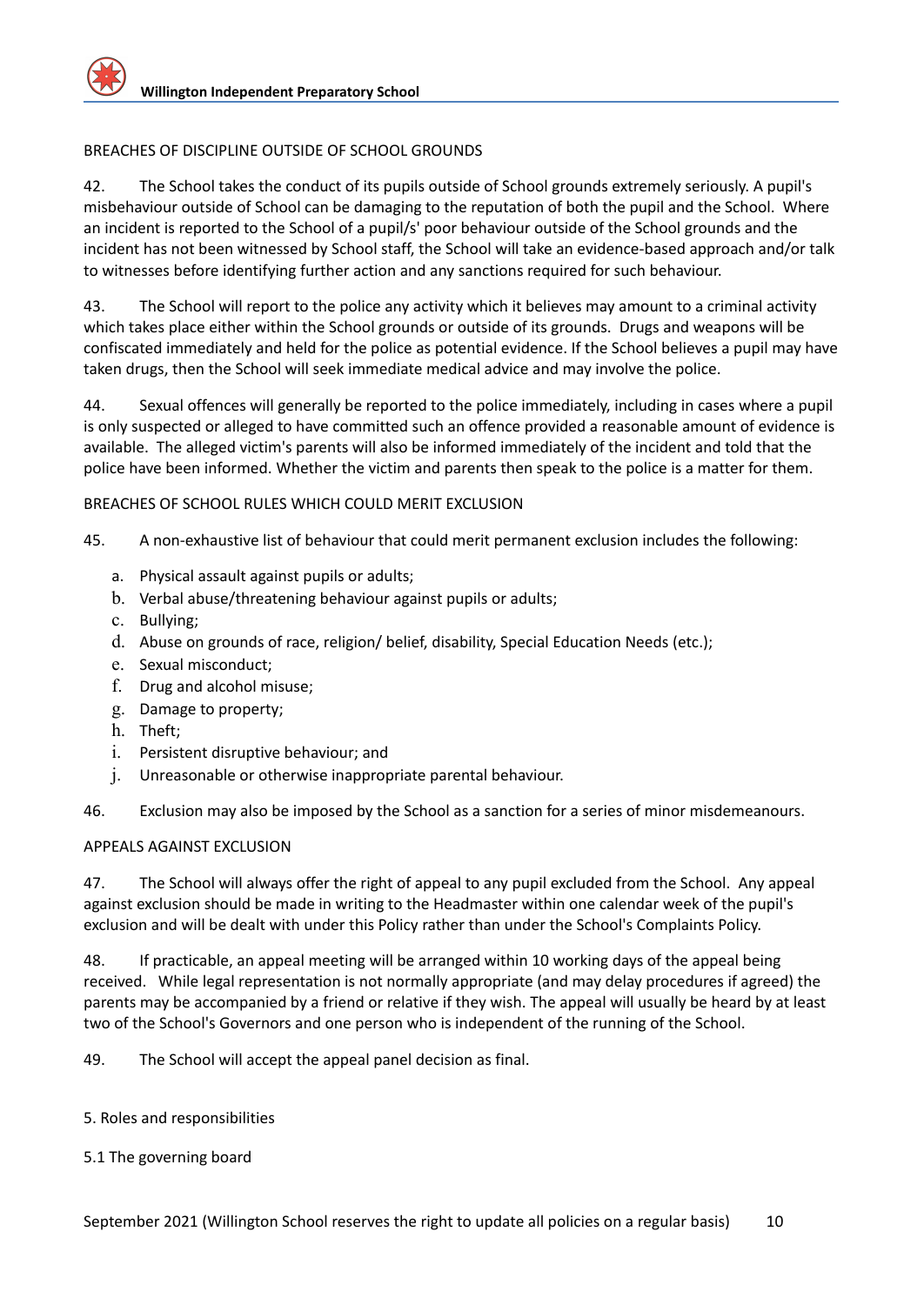BREACHES OF DISCIPLINE OUTSIDE OF SCHOOL GROUNDS

42. The School takes the conduct of its pupils outside of School grounds extremely seriously. A pupil's misbehaviour outside of School can be damaging to the reputation of both the pupil and the School. Where an incident is reported to the School of a pupil/s' poor behaviour outside of the School grounds and the incident has not been witnessed by School staff, the School will take an evidence-based approach and/or talk to witnesses before identifying further action and any sanctions required for such behaviour.

43. The School will report to the police any activity which it believes may amount to a criminal activity which takes place either within the School grounds or outside of its grounds. Drugs and weapons will be confiscated immediately and held for the police as potential evidence. If the School believes a pupil may have taken drugs, then the School will seek immediate medical advice and may involve the police.

44. Sexual offences will generally be reported to the police immediately, including in cases where a pupil is only suspected or alleged to have committed such an offence provided a reasonable amount of evidence is available. The alleged victim's parents will also be informed immediately of the incident and told that the police have been informed. Whether the victim and parents then speak to the police is a matter for them.

BREACHES OF SCHOOL RULES WHICH COULD MERIT EXCLUSION

45. A non-exhaustive list of behaviour that could merit permanent exclusion includes the following:

a. Physical assault against pupils or adults;
b. Verbal abuse/threatening behaviour against pupils or adults;
c. Bullying;
d. Abuse on grounds of race, religion/ belief, disability, Special Education Needs (etc.);
e. Sexual misconduct;
f. Drug and alcohol misuse;
g. Damage to property;
h. Theft;
i. Persistent disruptive behaviour; and
j. Unreasonable or otherwise inappropriate parental behaviour.

46. Exclusion may also be imposed by the School as a sanction for a series of minor misdemeanours.

APPEALS AGAINST EXCLUSION

47. The School will always offer the right of appeal to any pupil excluded from the School. Any appeal against exclusion should be made in writing to the Headmaster within one calendar week of the pupil's exclusion and will be dealt with under this Policy rather than under the School's Complaints Policy.

48. If practicable, an appeal meeting will be arranged within 10 working days of the appeal being received. While legal representation is not normally appropriate (and may delay procedures if agreed) the parents may be accompanied by a friend or relative if they wish. The appeal will usually be heard by at least two of the School's Governors and one person who is independent of the running of the School.

49. The School will accept the appeal panel decision as final.

5. Roles and responsibilities

5.1 The governing board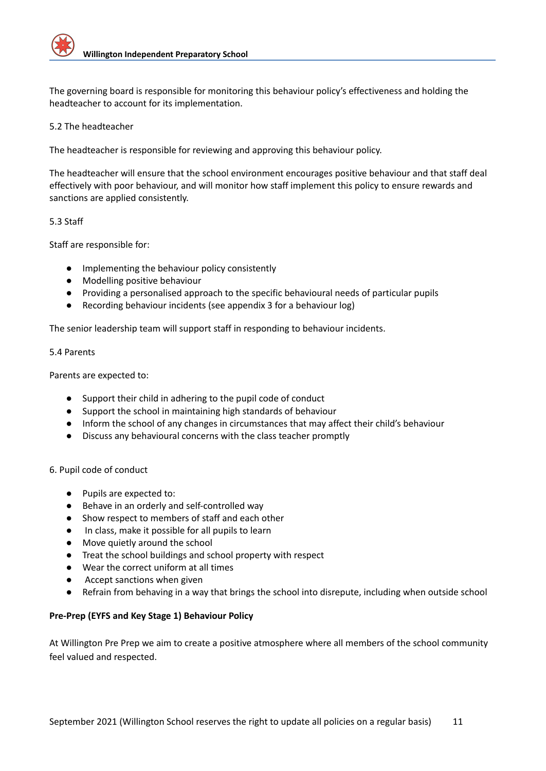The governing board is responsible for monitoring this behaviour policy's effectiveness and holding the headteacher to account for its implementation.

### 5.2 The headteacher

The headteacher is responsible for reviewing and approving this behaviour policy.

The headteacher will ensure that the school environment encourages positive behaviour and that staff deal effectively with poor behaviour, and will monitor how staff implement this policy to ensure rewards and sanctions are applied consistently.

### 5.3 Staff

Staff are responsible for:

- Implementing the behaviour policy consistently
- Modelling positive behaviour
- Providing a personalised approach to the specific behavioural needs of particular pupils
- Recording behaviour incidents (see appendix 3 for a behaviour log)

The senior leadership team will support staff in responding to behaviour incidents.

### 5.4 Parents

Parents are expected to:

- Support their child in adhering to the pupil code of conduct
- Support the school in maintaining high standards of behaviour
- Inform the school of any changes in circumstances that may affect their child's behaviour
- Discuss any behavioural concerns with the class teacher promptly

## 6. Pupil code of conduct

- Pupils are expected to:
- Behave in an orderly and self-controlled way
- Show respect to members of staff and each other
- In class, make it possible for all pupils to learn
- Move quietly around the school
- Treat the school buildings and school property with respect
- Wear the correct uniform at all times
- Accept sanctions when given
- Refrain from behaving in a way that brings the school into disrepute, including when outside school

**Pre-Prep (EYFS and Key Stage 1) Behaviour Policy**

At Willington Pre Prep we aim to create a positive atmosphere where all members of the school community feel valued and respected.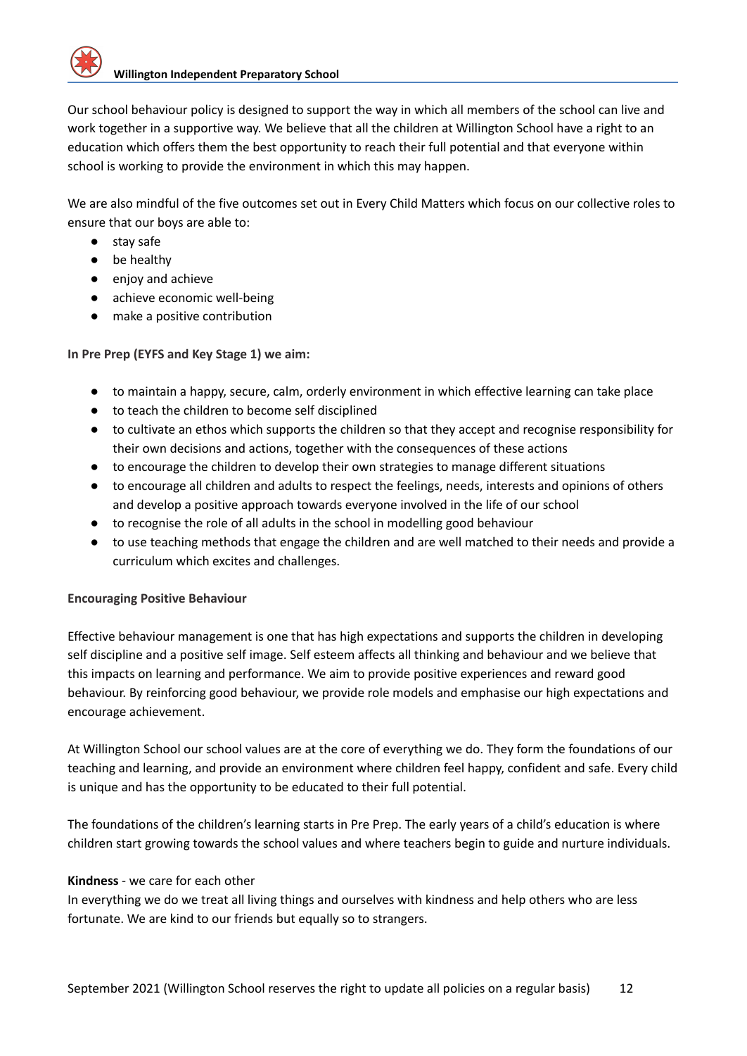Our school behaviour policy is designed to support the way in which all members of the school can live and work together in a supportive way. We believe that all the children at Willington School have a right to an education which offers them the best opportunity to reach their full potential and that everyone within school is working to provide the environment in which this may happen.

We are also mindful of the five outcomes set out in Every Child Matters which focus on our collective roles to ensure that our boys are able to:

- stay safe
- be healthy
- enjoy and achieve
- achieve economic well-being
- make a positive contribution

**In Pre Prep (EYFS and Key Stage 1) we aim:**

- to maintain a happy, secure, calm, orderly environment in which effective learning can take place
- to teach the children to become self disciplined
- to cultivate an ethos which supports the children so that they accept and recognise responsibility for their own decisions and actions, together with the consequences of these actions
- to encourage the children to develop their own strategies to manage different situations
- to encourage all children and adults to respect the feelings, needs, interests and opinions of others and develop a positive approach towards everyone involved in the life of our school
- to recognise the role of all adults in the school in modelling good behaviour
- to use teaching methods that engage the children and are well matched to their needs and provide a curriculum which excites and challenges.

**Encouraging Positive Behaviour**

Effective behaviour management is one that has high expectations and supports the children in developing self discipline and a positive self image. Self esteem affects all thinking and behaviour and we believe that this impacts on learning and performance. We aim to provide positive experiences and reward good behaviour. By reinforcing good behaviour, we provide role models and emphasise our high expectations and encourage achievement.

At Willington School our school values are at the core of everything we do. They form the foundations of our teaching and learning, and provide an environment where children feel happy, confident and safe. Every child is unique and has the opportunity to be educated to their full potential.

The foundations of the children's learning starts in Pre Prep. The early years of a child's education is where children start growing towards the school values and where teachers begin to guide and nurture individuals.

**Kindness** - we care for each other
In everything we do we treat all living things and ourselves with kindness and help others who are less fortunate. We are kind to our friends but equally so to strangers.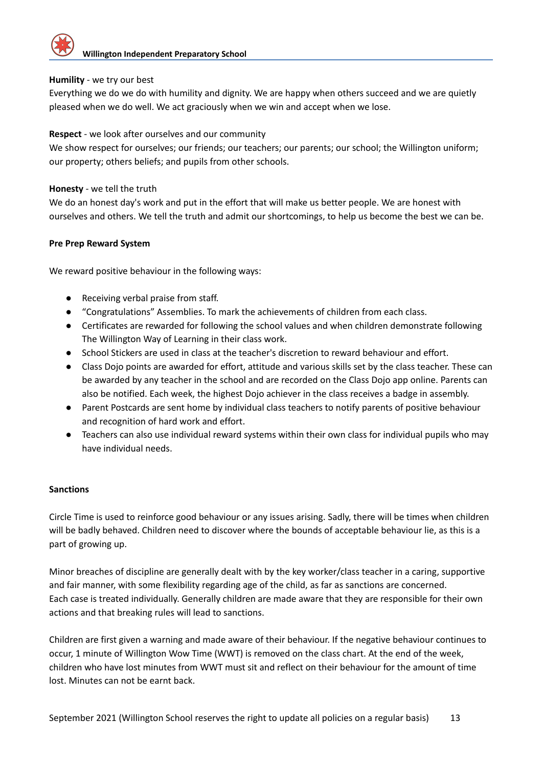**Humility** - we try our best

Everything we do we do with humility and dignity. We are happy when others succeed and we are quietly pleased when we do well. We act graciously when we win and accept when we lose.

**Respect** - we look after ourselves and our community

We show respect for ourselves; our friends; our teachers; our parents; our school; the Willington uniform; our property; others beliefs; and pupils from other schools.

**Honesty** - we tell the truth

We do an honest day's work and put in the effort that will make us better people. We are honest with ourselves and others. We tell the truth and admit our shortcomings, to help us become the best we can be.

**Pre Prep Reward System**

We reward positive behaviour in the following ways:

- Receiving verbal praise from staff.
- "Congratulations" Assemblies. To mark the achievements of children from each class.
- Certificates are rewarded for following the school values and when children demonstrate following The Willington Way of Learning in their class work.
- School Stickers are used in class at the teacher's discretion to reward behaviour and effort.
- Class Dojo points are awarded for effort, attitude and various skills set by the class teacher. These can be awarded by any teacher in the school and are recorded on the Class Dojo app online. Parents can also be notified. Each week, the highest Dojo achiever in the class receives a badge in assembly.
- Parent Postcards are sent home by individual class teachers to notify parents of positive behaviour and recognition of hard work and effort.
- Teachers can also use individual reward systems within their own class for individual pupils who may have individual needs.

**Sanctions**

Circle Time is used to reinforce good behaviour or any issues arising. Sadly, there will be times when children will be badly behaved. Children need to discover where the bounds of acceptable behaviour lie, as this is a part of growing up.

Minor breaches of discipline are generally dealt with by the key worker/class teacher in a caring, supportive and fair manner, with some flexibility regarding age of the child, as far as sanctions are concerned.
Each case is treated individually. Generally children are made aware that they are responsible for their own actions and that breaking rules will lead to sanctions.

Children are first given a warning and made aware of their behaviour. If the negative behaviour continues to occur, 1 minute of Willington Wow Time (WWT) is removed on the class chart. At the end of the week, children who have lost minutes from WWT must sit and reflect on their behaviour for the amount of time lost. Minutes can not be earnt back.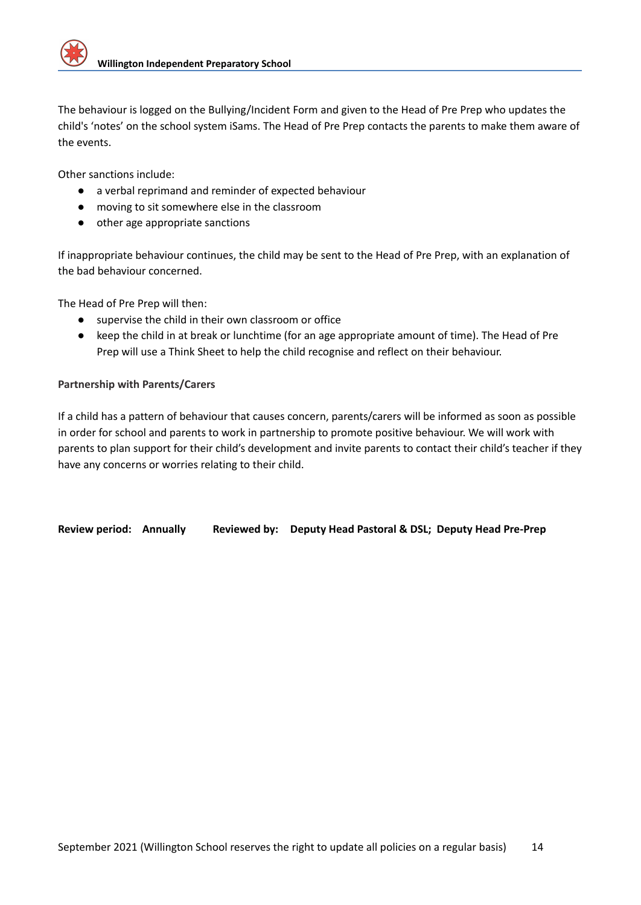The behaviour is logged on the Bullying/Incident Form and given to the Head of Pre Prep who updates the child's 'notes' on the school system iSams. The Head of Pre Prep contacts the parents to make them aware of the events.

Other sanctions include:

- a verbal reprimand and reminder of expected behaviour
- moving to sit somewhere else in the classroom
- other age appropriate sanctions

If inappropriate behaviour continues, the child may be sent to the Head of Pre Prep, with an explanation of the bad behaviour concerned.

The Head of Pre Prep will then:

- supervise the child in their own classroom or office
- keep the child in at break or lunchtime (for an age appropriate amount of time). The Head of Pre Prep will use a Think Sheet to help the child recognise and reflect on their behaviour.

**Partnership with Parents/Carers**

If a child has a pattern of behaviour that causes concern, parents/carers will be informed as soon as possible in order for school and parents to work in partnership to promote positive behaviour. We will work with parents to plan support for their child's development and invite parents to contact their child's teacher if they have any concerns or worries relating to their child.

**Review period: Annually     Reviewed by: Deputy Head Pastoral & DSL; Deputy Head Pre-Prep**

September 2021 (Willington School reserves the right to update all policies on a regular basis)